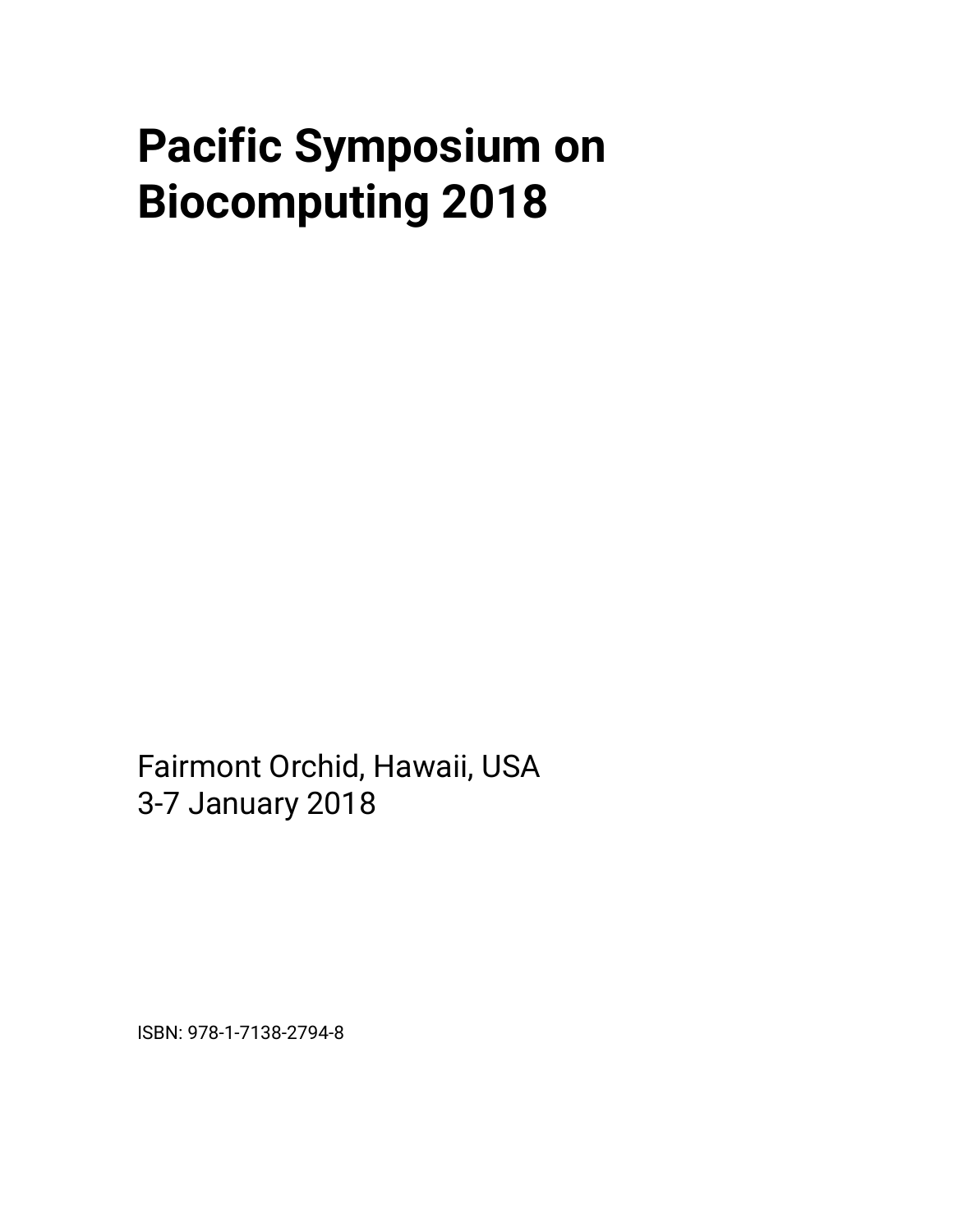# Pacific Symposium on Biocomputing 2018

Fairmont Orchid, Hawaii, USA
3-7 January 2018

ISBN: 978-1-7138-2794-8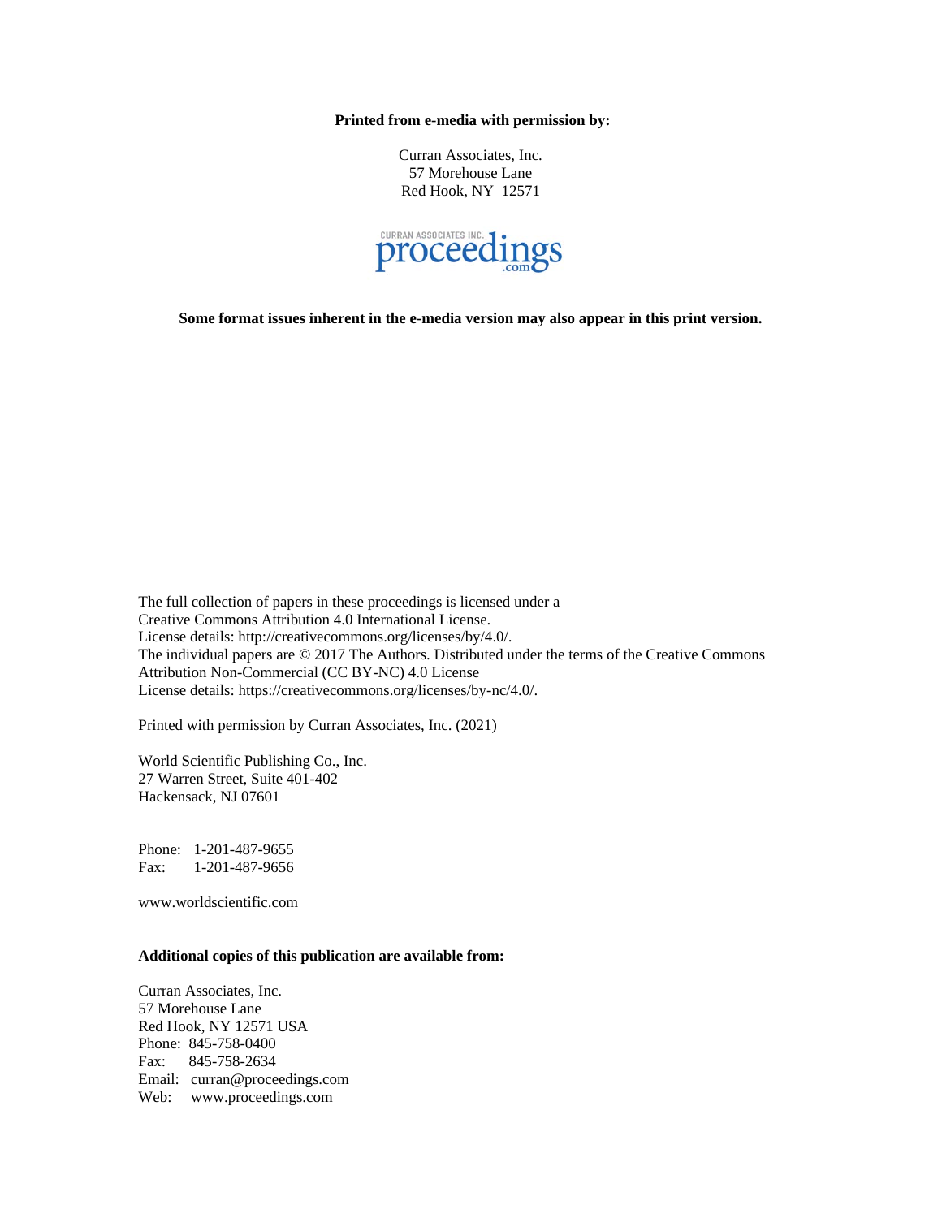**Printed from e-media with permission by:**

Curran Associates, Inc.
57 Morehouse Lane
Red Hook, NY 12571

CURRAN ASSOCIATES INC. proceedings.com

**Some format issues inherent in the e-media version may also appear in this print version.**

The full collection of papers in these proceedings is licensed under a
Creative Commons Attribution 4.0 International License.
License details: http://creativecommons.org/licenses/by/4.0/.
The individual papers are © 2017 The Authors. Distributed under the terms of the Creative Commons Attribution Non-Commercial (CC BY-NC) 4.0 License
License details: https://creativecommons.org/licenses/by-nc/4.0/.

Printed with permission by Curran Associates, Inc. (2021)

World Scientific Publishing Co., Inc.
27 Warren Street, Suite 401-402
Hackensack, NJ 07601

Phone: 1-201-487-9655
Fax: 1-201-487-9656

www.worldscientific.com

**Additional copies of this publication are available from:**

Curran Associates, Inc.
57 Morehouse Lane
Red Hook, NY 12571 USA
Phone: 845-758-0400
Fax: 845-758-2634
Email: curran@proceedings.com
Web: www.proceedings.com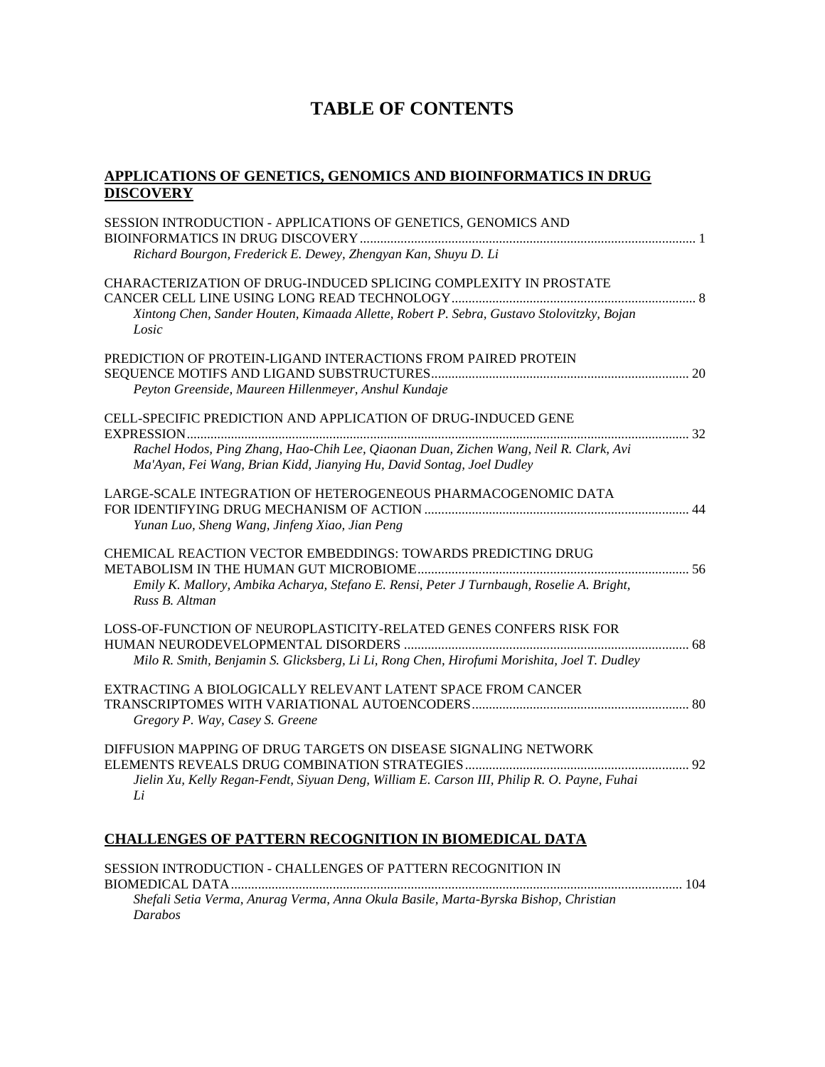# TABLE OF CONTENTS

## APPLICATIONS OF GENETICS, GENOMICS AND BIOINFORMATICS IN DRUG DISCOVERY

SESSION INTRODUCTION - APPLICATIONS OF GENETICS, GENOMICS AND BIOINFORMATICS IN DRUG DISCOVERY ........ 1
*Richard Bourgon, Frederick E. Dewey, Zhengyan Kan, Shuyu D. Li*

CHARACTERIZATION OF DRUG-INDUCED SPLICING COMPLEXITY IN PROSTATE CANCER CELL LINE USING LONG READ TECHNOLOGY ........ 8
*Xintong Chen, Sander Houten, Kimaada Allette, Robert P. Sebra, Gustavo Stolovitzky, Bojan Losic*

PREDICTION OF PROTEIN-LIGAND INTERACTIONS FROM PAIRED PROTEIN SEQUENCE MOTIFS AND LIGAND SUBSTRUCTURES ........ 20
*Peyton Greenside, Maureen Hillenmeyer, Anshul Kundaje*

CELL-SPECIFIC PREDICTION AND APPLICATION OF DRUG-INDUCED GENE EXPRESSION ........ 32
*Rachel Hodos, Ping Zhang, Hao-Chih Lee, Qiaonan Duan, Zichen Wang, Neil R. Clark, Avi Ma'Ayan, Fei Wang, Brian Kidd, Jianying Hu, David Sontag, Joel Dudley*

LARGE-SCALE INTEGRATION OF HETEROGENEOUS PHARMACOGENOMIC DATA FOR IDENTIFYING DRUG MECHANISM OF ACTION ........ 44
*Yunan Luo, Sheng Wang, Jinfeng Xiao, Jian Peng*

CHEMICAL REACTION VECTOR EMBEDDINGS: TOWARDS PREDICTING DRUG METABOLISM IN THE HUMAN GUT MICROBIOME ........ 56
*Emily K. Mallory, Ambika Acharya, Stefano E. Rensi, Peter J Turnbaugh, Roselie A. Bright, Russ B. Altman*

LOSS-OF-FUNCTION OF NEUROPLASTICITY-RELATED GENES CONFERS RISK FOR HUMAN NEURODEVELOPMENTAL DISORDERS ........ 68
*Milo R. Smith, Benjamin S. Glicksberg, Li Li, Rong Chen, Hirofumi Morishita, Joel T. Dudley*

EXTRACTING A BIOLOGICALLY RELEVANT LATENT SPACE FROM CANCER TRANSCRIPTOMES WITH VARIATIONAL AUTOENCODERS ........ 80
*Gregory P. Way, Casey S. Greene*

DIFFUSION MAPPING OF DRUG TARGETS ON DISEASE SIGNALING NETWORK ELEMENTS REVEALS DRUG COMBINATION STRATEGIES ........ 92
*Jielin Xu, Kelly Regan-Fendt, Siyuan Deng, William E. Carson III, Philip R. O. Payne, Fuhai Li*

## CHALLENGES OF PATTERN RECOGNITION IN BIOMEDICAL DATA

SESSION INTRODUCTION - CHALLENGES OF PATTERN RECOGNITION IN BIOMEDICAL DATA ........ 104
*Shefali Setia Verma, Anurag Verma, Anna Okula Basile, Marta-Byrska Bishop, Christian Darabos*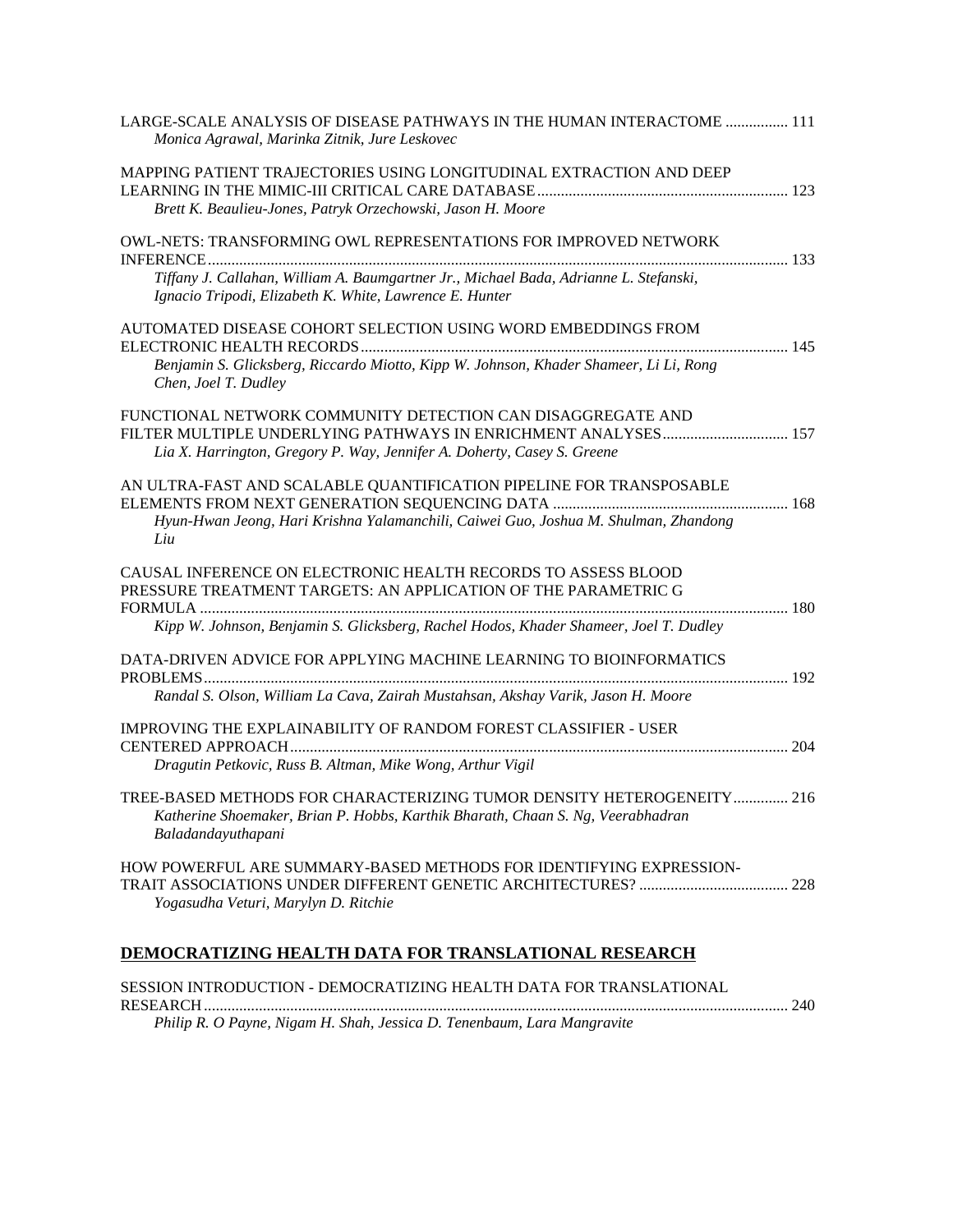LARGE-SCALE ANALYSIS OF DISEASE PATHWAYS IN THE HUMAN INTERACTOME ................ 111
*Monica Agrawal, Marinka Zitnik, Jure Leskovec*

MAPPING PATIENT TRAJECTORIES USING LONGITUDINAL EXTRACTION AND DEEP LEARNING IN THE MIMIC-III CRITICAL CARE DATABASE ................ 123
*Brett K. Beaulieu-Jones, Patryk Orzechowski, Jason H. Moore*

OWL-NETS: TRANSFORMING OWL REPRESENTATIONS FOR IMPROVED NETWORK INFERENCE ................ 133
*Tiffany J. Callahan, William A. Baumgartner Jr., Michael Bada, Adrianne L. Stefanski, Ignacio Tripodi, Elizabeth K. White, Lawrence E. Hunter*

AUTOMATED DISEASE COHORT SELECTION USING WORD EMBEDDINGS FROM ELECTRONIC HEALTH RECORDS ................ 145
*Benjamin S. Glicksberg, Riccardo Miotto, Kipp W. Johnson, Khader Shameer, Li Li, Rong Chen, Joel T. Dudley*

FUNCTIONAL NETWORK COMMUNITY DETECTION CAN DISAGGREGATE AND FILTER MULTIPLE UNDERLYING PATHWAYS IN ENRICHMENT ANALYSES ................ 157
*Lia X. Harrington, Gregory P. Way, Jennifer A. Doherty, Casey S. Greene*

AN ULTRA-FAST AND SCALABLE QUANTIFICATION PIPELINE FOR TRANSPOSABLE ELEMENTS FROM NEXT GENERATION SEQUENCING DATA ................ 168
*Hyun-Hwan Jeong, Hari Krishna Yalamanchili, Caiwei Guo, Joshua M. Shulman, Zhandong Liu*

CAUSAL INFERENCE ON ELECTRONIC HEALTH RECORDS TO ASSESS BLOOD PRESSURE TREATMENT TARGETS: AN APPLICATION OF THE PARAMETRIC G FORMULA ................ 180
*Kipp W. Johnson, Benjamin S. Glicksberg, Rachel Hodos, Khader Shameer, Joel T. Dudley*

DATA-DRIVEN ADVICE FOR APPLYING MACHINE LEARNING TO BIOINFORMATICS PROBLEMS ................ 192
*Randal S. Olson, William La Cava, Zairah Mustahsan, Akshay Varik, Jason H. Moore*

IMPROVING THE EXPLAINABILITY OF RANDOM FOREST CLASSIFIER - USER CENTERED APPROACH ................ 204
*Dragutin Petkovic, Russ B. Altman, Mike Wong, Arthur Vigil*

TREE-BASED METHODS FOR CHARACTERIZING TUMOR DENSITY HETEROGENEITY ................ 216
*Katherine Shoemaker, Brian P. Hobbs, Karthik Bharath, Chaan S. Ng, Veerabhadran Baladandayuthapani*

HOW POWERFUL ARE SUMMARY-BASED METHODS FOR IDENTIFYING EXPRESSION-TRAIT ASSOCIATIONS UNDER DIFFERENT GENETIC ARCHITECTURES? ................ 228
*Yogasudha Veturi, Marylyn D. Ritchie*

## DEMOCRATIZING HEALTH DATA FOR TRANSLATIONAL RESEARCH

SESSION INTRODUCTION - DEMOCRATIZING HEALTH DATA FOR TRANSLATIONAL RESEARCH ................ 240
*Philip R. O Payne, Nigam H. Shah, Jessica D. Tenenbaum, Lara Mangravite*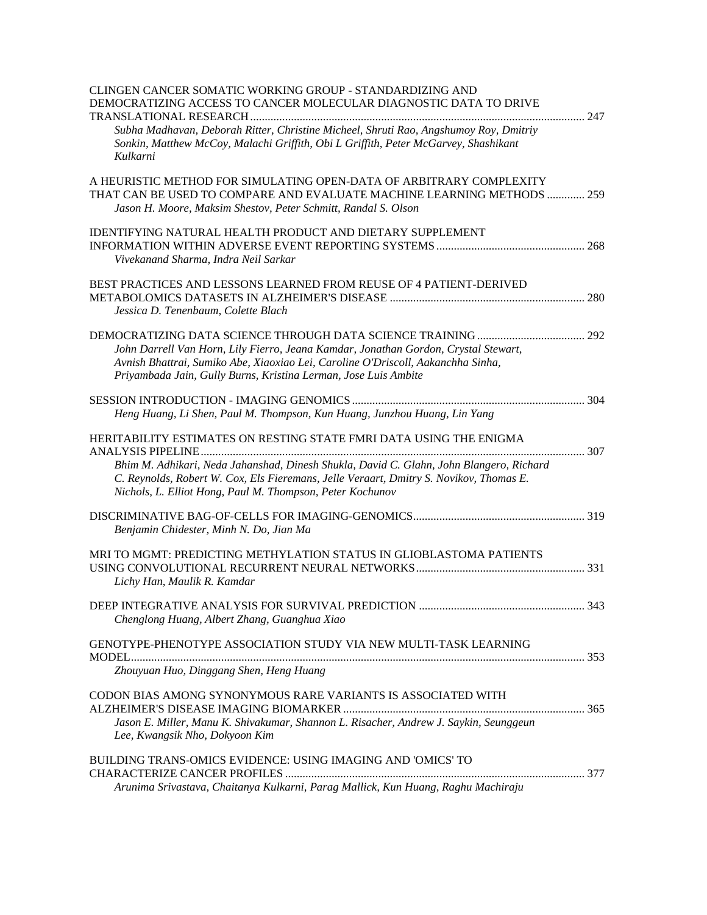CLINGEN CANCER SOMATIC WORKING GROUP - STANDARDIZING AND DEMOCRATIZING ACCESS TO CANCER MOLECULAR DIAGNOSTIC DATA TO DRIVE TRANSLATIONAL RESEARCH ..... 247
*Subha Madhavan, Deborah Ritter, Christine Micheel, Shruti Rao, Angshumoy Roy, Dmitriy Sonkin, Matthew McCoy, Malachi Griffith, Obi L Griffith, Peter McGarvey, Shashikant Kulkarni*

A HEURISTIC METHOD FOR SIMULATING OPEN-DATA OF ARBITRARY COMPLEXITY THAT CAN BE USED TO COMPARE AND EVALUATE MACHINE LEARNING METHODS ..... 259
*Jason H. Moore, Maksim Shestov, Peter Schmitt, Randal S. Olson*

IDENTIFYING NATURAL HEALTH PRODUCT AND DIETARY SUPPLEMENT INFORMATION WITHIN ADVERSE EVENT REPORTING SYSTEMS ..... 268
*Vivekanand Sharma, Indra Neil Sarkar*

BEST PRACTICES AND LESSONS LEARNED FROM REUSE OF 4 PATIENT-DERIVED METABOLOMICS DATASETS IN ALZHEIMER'S DISEASE ..... 280
*Jessica D. Tenenbaum, Colette Blach*

DEMOCRATIZING DATA SCIENCE THROUGH DATA SCIENCE TRAINING ..... 292
*John Darrell Van Horn, Lily Fierro, Jeana Kamdar, Jonathan Gordon, Crystal Stewart, Avnish Bhattrai, Sumiko Abe, Xiaoxiao Lei, Caroline O'Driscoll, Aakanchha Sinha, Priyambada Jain, Gully Burns, Kristina Lerman, Jose Luis Ambite*

SESSION INTRODUCTION - IMAGING GENOMICS ..... 304
*Heng Huang, Li Shen, Paul M. Thompson, Kun Huang, Junzhou Huang, Lin Yang*

HERITABILITY ESTIMATES ON RESTING STATE FMRI DATA USING THE ENIGMA ANALYSIS PIPELINE ..... 307
*Bhim M. Adhikari, Neda Jahanshad, Dinesh Shukla, David C. Glahn, John Blangero, Richard C. Reynolds, Robert W. Cox, Els Fieremans, Jelle Veraart, Dmitry S. Novikov, Thomas E. Nichols, L. Elliot Hong, Paul M. Thompson, Peter Kochunov*

DISCRIMINATIVE BAG-OF-CELLS FOR IMAGING-GENOMICS ..... 319
*Benjamin Chidester, Minh N. Do, Jian Ma*

MRI TO MGMT: PREDICTING METHYLATION STATUS IN GLIOBLASTOMA PATIENTS USING CONVOLUTIONAL RECURRENT NEURAL NETWORKS ..... 331
*Lichy Han, Maulik R. Kamdar*

DEEP INTEGRATIVE ANALYSIS FOR SURVIVAL PREDICTION ..... 343
*Chenglong Huang, Albert Zhang, Guanghua Xiao*

GENOTYPE-PHENOTYPE ASSOCIATION STUDY VIA NEW MULTI-TASK LEARNING MODEL ..... 353
*Zhouyuan Huo, Dinggang Shen, Heng Huang*

CODON BIAS AMONG SYNONYMOUS RARE VARIANTS IS ASSOCIATED WITH ALZHEIMER'S DISEASE IMAGING BIOMARKER ..... 365
*Jason E. Miller, Manu K. Shivakumar, Shannon L. Risacher, Andrew J. Saykin, Seunggeun Lee, Kwangsik Nho, Dokyoon Kim*

BUILDING TRANS-OMICS EVIDENCE: USING IMAGING AND 'OMICS' TO CHARACTERIZE CANCER PROFILES ..... 377
*Arunima Srivastava, Chaitanya Kulkarni, Parag Mallick, Kun Huang, Raghu Machiraju*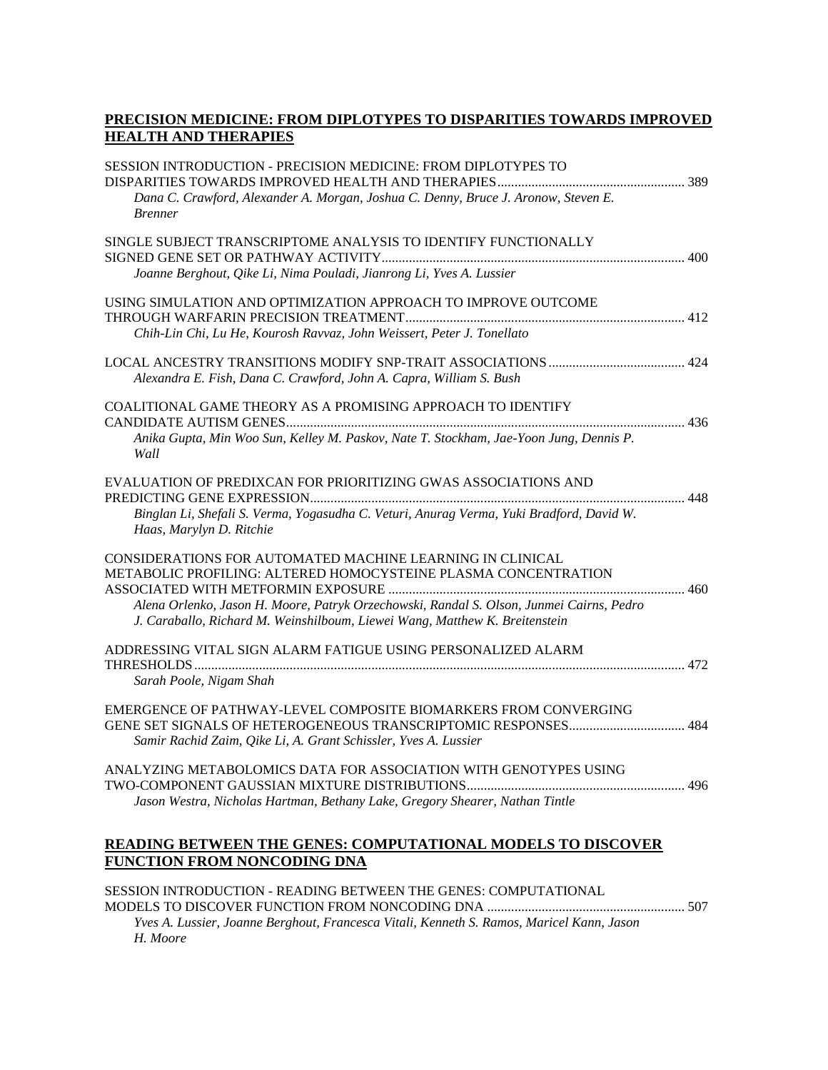## PRECISION MEDICINE: FROM DIPLOTYPES TO DISPARITIES TOWARDS IMPROVED HEALTH AND THERAPIES

SESSION INTRODUCTION - PRECISION MEDICINE: FROM DIPLOTYPES TO DISPARITIES TOWARDS IMPROVED HEALTH AND THERAPIES ....... 389
*Dana C. Crawford, Alexander A. Morgan, Joshua C. Denny, Bruce J. Aronow, Steven E. Brenner*

SINGLE SUBJECT TRANSCRIPTOME ANALYSIS TO IDENTIFY FUNCTIONALLY SIGNED GENE SET OR PATHWAY ACTIVITY ....... 400
*Joanne Berghout, Qike Li, Nima Pouladi, Jianrong Li, Yves A. Lussier*

USING SIMULATION AND OPTIMIZATION APPROACH TO IMPROVE OUTCOME THROUGH WARFARIN PRECISION TREATMENT ....... 412
*Chih-Lin Chi, Lu He, Kourosh Ravvaz, John Weissert, Peter J. Tonellato*

LOCAL ANCESTRY TRANSITIONS MODIFY SNP-TRAIT ASSOCIATIONS ....... 424
*Alexandra E. Fish, Dana C. Crawford, John A. Capra, William S. Bush*

COALITIONAL GAME THEORY AS A PROMISING APPROACH TO IDENTIFY CANDIDATE AUTISM GENES ....... 436
*Anika Gupta, Min Woo Sun, Kelley M. Paskov, Nate T. Stockham, Jae-Yoon Jung, Dennis P. Wall*

EVALUATION OF PREDIXCAN FOR PRIORITIZING GWAS ASSOCIATIONS AND PREDICTING GENE EXPRESSION ....... 448
*Binglan Li, Shefali S. Verma, Yogasudha C. Veturi, Anurag Verma, Yuki Bradford, David W. Haas, Marylyn D. Ritchie*

CONSIDERATIONS FOR AUTOMATED MACHINE LEARNING IN CLINICAL METABOLIC PROFILING: ALTERED HOMOCYSTEINE PLASMA CONCENTRATION ASSOCIATED WITH METFORMIN EXPOSURE ....... 460
*Alena Orlenko, Jason H. Moore, Patryk Orzechowski, Randal S. Olson, Junmei Cairns, Pedro J. Caraballo, Richard M. Weinshilboum, Liewei Wang, Matthew K. Breitenstein*

ADDRESSING VITAL SIGN ALARM FATIGUE USING PERSONALIZED ALARM THRESHOLDS ....... 472
*Sarah Poole, Nigam Shah*

EMERGENCE OF PATHWAY-LEVEL COMPOSITE BIOMARKERS FROM CONVERGING GENE SET SIGNALS OF HETEROGENEOUS TRANSCRIPTOMIC RESPONSES ....... 484
*Samir Rachid Zaim, Qike Li, A. Grant Schissler, Yves A. Lussier*

ANALYZING METABOLOMICS DATA FOR ASSOCIATION WITH GENOTYPES USING TWO-COMPONENT GAUSSIAN MIXTURE DISTRIBUTIONS ....... 496
*Jason Westra, Nicholas Hartman, Bethany Lake, Gregory Shearer, Nathan Tintle*

## READING BETWEEN THE GENES: COMPUTATIONAL MODELS TO DISCOVER FUNCTION FROM NONCODING DNA

SESSION INTRODUCTION - READING BETWEEN THE GENES: COMPUTATIONAL MODELS TO DISCOVER FUNCTION FROM NONCODING DNA ....... 507
*Yves A. Lussier, Joanne Berghout, Francesca Vitali, Kenneth S. Ramos, Maricel Kann, Jason H. Moore*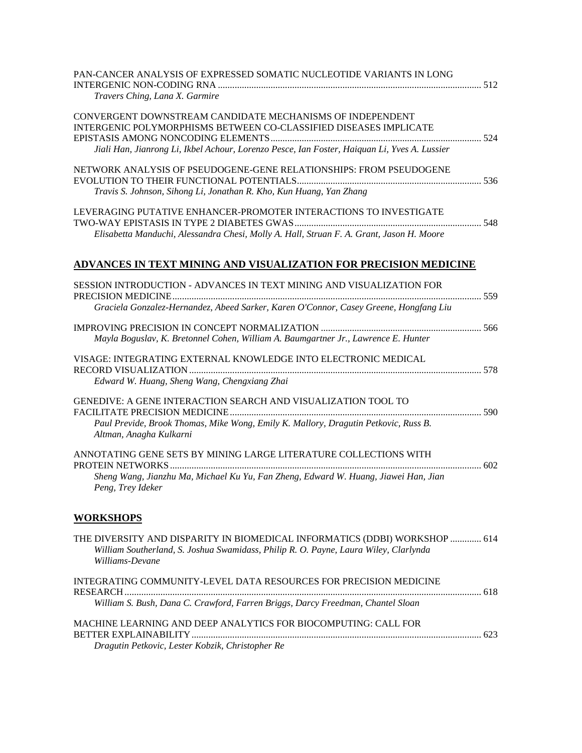PAN-CANCER ANALYSIS OF EXPRESSED SOMATIC NUCLEOTIDE VARIANTS IN LONG INTERGENIC NON-CODING RNA ............ 512
*Travers Ching, Lana X. Garmire*

CONVERGENT DOWNSTREAM CANDIDATE MECHANISMS OF INDEPENDENT INTERGENIC POLYMORPHISMS BETWEEN CO-CLASSIFIED DISEASES IMPLICATE EPISTASIS AMONG NONCODING ELEMENTS ............ 524
*Jiali Han, Jianrong Li, Ikbel Achour, Lorenzo Pesce, Ian Foster, Haiquan Li, Yves A. Lussier*

NETWORK ANALYSIS OF PSEUDOGENE-GENE RELATIONSHIPS: FROM PSEUDOGENE EVOLUTION TO THEIR FUNCTIONAL POTENTIALS ............ 536
*Travis S. Johnson, Sihong Li, Jonathan R. Kho, Kun Huang, Yan Zhang*

LEVERAGING PUTATIVE ENHANCER-PROMOTER INTERACTIONS TO INVESTIGATE TWO-WAY EPISTASIS IN TYPE 2 DIABETES GWAS ............ 548
*Elisabetta Manduchi, Alessandra Chesi, Molly A. Hall, Struan F. A. Grant, Jason H. Moore*

## ADVANCES IN TEXT MINING AND VISUALIZATION FOR PRECISION MEDICINE

SESSION INTRODUCTION - ADVANCES IN TEXT MINING AND VISUALIZATION FOR PRECISION MEDICINE ............ 559
*Graciela Gonzalez-Hernandez, Abeed Sarker, Karen O'Connor, Casey Greene, Hongfang Liu*

IMPROVING PRECISION IN CONCEPT NORMALIZATION ............ 566
*Mayla Boguslav, K. Bretonnel Cohen, William A. Baumgartner Jr., Lawrence E. Hunter*

VISAGE: INTEGRATING EXTERNAL KNOWLEDGE INTO ELECTRONIC MEDICAL RECORD VISUALIZATION ............ 578
*Edward W. Huang, Sheng Wang, Chengxiang Zhai*

GENEDIVE: A GENE INTERACTION SEARCH AND VISUALIZATION TOOL TO FACILITATE PRECISION MEDICINE ............ 590
*Paul Previde, Brook Thomas, Mike Wong, Emily K. Mallory, Dragutin Petkovic, Russ B. Altman, Anagha Kulkarni*

ANNOTATING GENE SETS BY MINING LARGE LITERATURE COLLECTIONS WITH PROTEIN NETWORKS ............ 602
*Sheng Wang, Jianzhu Ma, Michael Ku Yu, Fan Zheng, Edward W. Huang, Jiawei Han, Jian Peng, Trey Ideker*

## WORKSHOPS

THE DIVERSITY AND DISPARITY IN BIOMEDICAL INFORMATICS (DDBI) WORKSHOP ............ 614
*William Southerland, S. Joshua Swamidass, Philip R. O. Payne, Laura Wiley, Clarlynda Williams-Devane*

INTEGRATING COMMUNITY-LEVEL DATA RESOURCES FOR PRECISION MEDICINE RESEARCH ............ 618
*William S. Bush, Dana C. Crawford, Farren Briggs, Darcy Freedman, Chantel Sloan*

MACHINE LEARNING AND DEEP ANALYTICS FOR BIOCOMPUTING: CALL FOR BETTER EXPLAINABILITY ............ 623
*Dragutin Petkovic, Lester Kobzik, Christopher Re*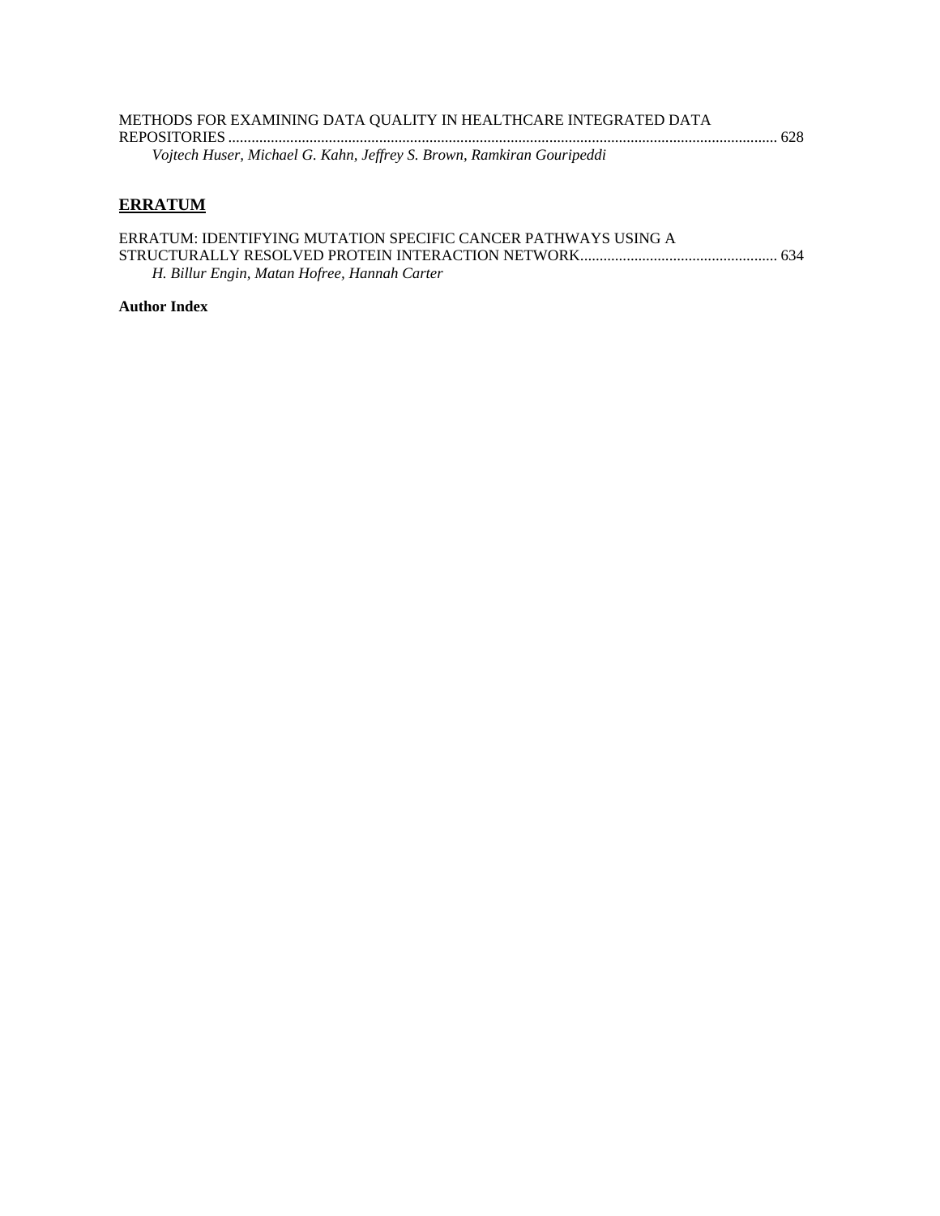METHODS FOR EXAMINING DATA QUALITY IN HEALTHCARE INTEGRATED DATA REPOSITORIES ............................................................................................................................................ 628
*Vojtech Huser, Michael G. Kahn, Jeffrey S. Brown, Ramkiran Gouripeddi*

## **ERRATUM**

ERRATUM: IDENTIFYING MUTATION SPECIFIC CANCER PATHWAYS USING A STRUCTURALLY RESOLVED PROTEIN INTERACTION NETWORK................................................... 634
*H. Billur Engin, Matan Hofree, Hannah Carter*

**Author Index**